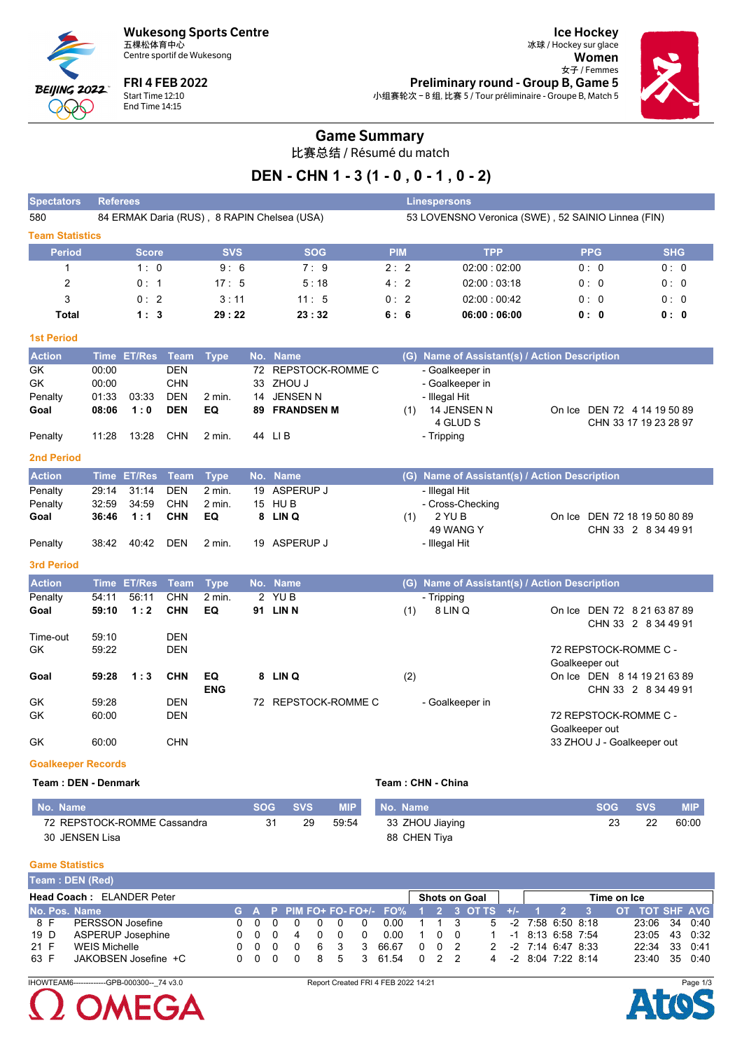**Wukesong Sports Centre**
五棵松体育中心
Centre sportif de Wukesong

**FRI 4 FEB 2022**
Start Time 12:10
End Time 14:15

**Ice Hockey**
冰球 / Hockey sur glace
**Women**
女子 / Femmes
**Preliminary round - Group B, Game 5**
小组赛轮次 – B 组, 比赛 5 / Tour préliminaire - Groupe B, Match 5

# Game Summary

比赛总结 / Résumé du match

## DEN - CHN 1 - 3 (1 - 0 , 0 - 1 , 0 - 2)

| Spectators | Referees | Linespersons |
|---|---|---|
| 580 | 84 ERMAK Daria (RUS) , 8 RAPIN Chelsea (USA) | 53 LOVENSNO Veronica (SWE) , 52 SAINIO Linnea (FIN) |

### Team Statistics

| Period | Score | SVS | SOG | PIM | TPP | PPG | SHG |
|---|---|---|---|---|---|---|---|
| 1 | 1 : 0 | 9 : 6 | 7 : 9 | 2 : 2 | 02:00 : 02:00 | 0 : 0 | 0 : 0 |
| 2 | 0 : 1 | 17 : 5 | 5 : 18 | 4 : 2 | 02:00 : 03:18 | 0 : 0 | 0 : 0 |
| 3 | 0 : 2 | 3 : 11 | 11 : 5 | 0 : 2 | 02:00 : 00:42 | 0 : 0 | 0 : 0 |
| **Total** | **1 : 3** | **29 : 22** | **23 : 32** | **6 : 6** | **06:00 : 06:00** | **0 : 0** | **0 : 0** |

### 1st Period

| Action | Time | ET/Res | Team | Type | No. | Name | (G) | Name of Assistant(s) / Action Description | |
|---|---|---|---|---|---|---|---|---|---|
| GK | 00:00 | | DEN | | 72 | REPSTOCK-ROMME C | | - Goalkeeper in | |
| GK | 00:00 | | CHN | | 33 | ZHOU J | | - Goalkeeper in | |
| Penalty | 01:33 | 03:33 | DEN | 2 min. | 14 | JENSEN N | | - Illegal Hit | |
| **Goal** | **08:06** | **1 : 0** | **DEN** | **EQ** | **89** | **FRANDSEN M** | (1) | 14 JENSEN N<br>4 GLUD S | On Ice DEN 72 4 14 19 50 89<br>CHN 33 17 19 23 28 97 |
| Penalty | 11:28 | 13:28 | CHN | 2 min. | 44 | LI B | | - Tripping | |

### 2nd Period

| Action | Time | ET/Res | Team | Type | No. | Name | (G) | Name of Assistant(s) / Action Description | |
|---|---|---|---|---|---|---|---|---|---|
| Penalty | 29:14 | 31:14 | DEN | 2 min. | 19 | ASPERUP J | | - Illegal Hit | |
| Penalty | 32:59 | 34:59 | CHN | 2 min. | 15 | HU B | | - Cross-Checking | |
| **Goal** | **36:46** | **1 : 1** | **CHN** | **EQ** | **8** | **LIN Q** | (1) | 2 YU B<br>49 WANG Y | On Ice DEN 72 18 19 50 80 89<br>CHN 33 2 8 34 49 91 |
| Penalty | 38:42 | 40:42 | DEN | 2 min. | 19 | ASPERUP J | | - Illegal Hit | |

### 3rd Period

| Action | Time | ET/Res | Team | Type | No. | Name | (G) | Name of Assistant(s) / Action Description | |
|---|---|---|---|---|---|---|---|---|---|
| Penalty | 54:11 | 56:11 | CHN | 2 min. | 2 | YU B | | - Tripping | |
| **Goal** | **59:10** | **1 : 2** | **CHN** | **EQ** | **91** | **LIN N** | (1) | 8 LIN Q | On Ice DEN 72 8 21 63 87 89<br>CHN 33 2 8 34 49 91 |
| Time-out | 59:10 | | DEN | | | | | | |
| GK | 59:22 | | DEN | | | | | | 72 REPSTOCK-ROMME C - Goalkeeper out |
| **Goal** | **59:28** | **1 : 3** | **CHN** | **EQ ENG** | **8** | **LIN Q** | (2) | | On Ice DEN 8 14 19 21 63 89<br>CHN 33 2 8 34 49 91 |
| GK | 59:28 | | DEN | | 72 | REPSTOCK-ROMME C | | - Goalkeeper in | |
| GK | 60:00 | | DEN | | | | | | 72 REPSTOCK-ROMME C - Goalkeeper out |
| GK | 60:00 | | CHN | | | | | | 33 ZHOU J - Goalkeeper out |

### Goalkeeper Records

**Team : DEN - Denmark**

| No. Name | SOG | SVS | MIP |
|---|---|---|---|
| 72 REPSTOCK-ROMME Cassandra | 31 | 29 | 59:54 |
| 30 JENSEN Lisa | | | |

**Team : CHN - China**

| No. Name | SOG | SVS | MIP |
|---|---|---|---|
| 33 ZHOU Jiaying | 23 | 22 | 60:00 |
| 88 CHEN Tiya | | | |

### Game Statistics

**Team : DEN (Red)**

**Head Coach :** ELANDER Peter

| No. | Pos. | Name | G | A | P | PIM | FO+ | FO- | FO+/- | FO% | SOG 1 | SOG 2 | SOG 3 | SOG OT | SOG TS | +/- | TOI 1 | TOI 2 | TOI 3 | TOI OT | TOT | SHF | AVG |
|---|---|---|---|---|---|---|---|---|---|---|---|---|---|---|---|---|---|---|---|---|---|---|---|
| 8 | F | PERSSON Josefine | 0 | 0 | 0 | 0 | 0 | 0 | 0 | 0.00 | 1 | 1 | 3 | | 5 | -2 | 7:58 | 6:50 | 8:18 | | 23:06 | 34 | 0:40 |
| 19 | D | ASPERUP Josephine | 0 | 0 | 0 | 4 | 0 | 0 | 0 | 0.00 | 1 | 0 | 0 | | 1 | -1 | 8:13 | 6:58 | 7:54 | | 23:05 | 43 | 0:32 |
| 21 | F | WEIS Michelle | 0 | 0 | 0 | 0 | 6 | 3 | 3 | 66.67 | 0 | 0 | 2 | | 2 | -2 | 7:14 | 6:47 | 8:33 | | 22:34 | 33 | 0:41 |
| 63 | F | JAKOBSEN Josefine +C | 0 | 0 | 0 | 0 | 8 | 5 | 3 | 61.54 | 0 | 2 | 2 | | 4 | -2 | 8:04 | 7:22 | 8:14 | | 23:40 | 35 | 0:40 |

IHOWTEAM6------------GPB-000300--_74 v3.0 Report Created FRI 4 FEB 2022 14:21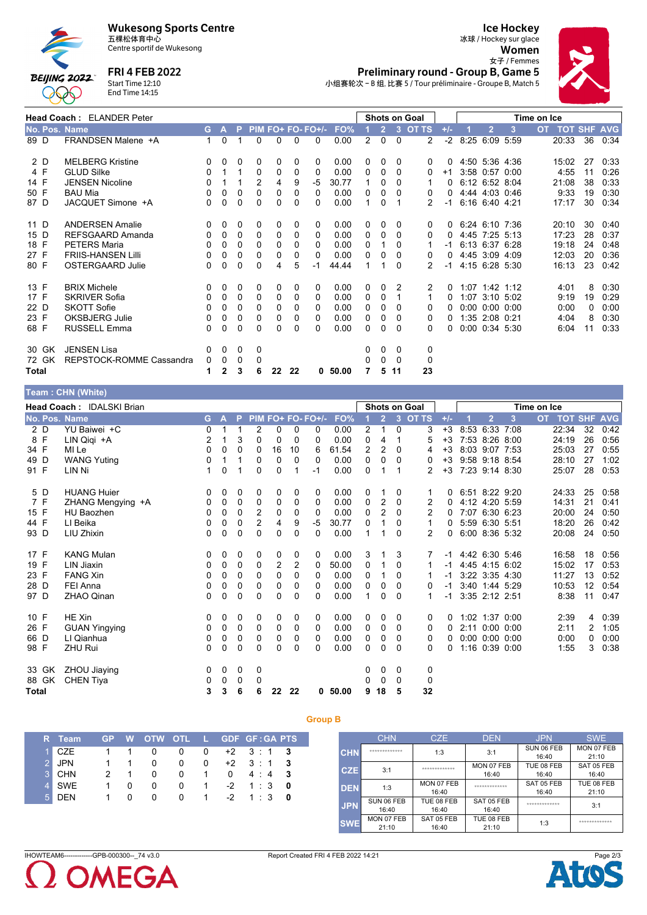# Wukesong Sports Centre
五棵松体育中心
Centre sportif de Wukesong

**FRI 4 FEB 2022**
Start Time 12:10
End Time 14:15

# Ice Hockey
冰球 / Hockey sur glace
**Women**
女子 / Femmes
**Preliminary round - Group B, Game 5**
小组赛轮次 – B 组, 比赛 5 / Tour préliminaire - Groupe B, Match 5

**Head Coach : ELANDER Peter**

| No. | Pos. | Name | G | A | P | PIM | FO+ | FO- | FO+/- | FO% | SoG 1 | SoG 2 | SoG 3 | SoG OT | SoG TS | +/- | TOI 1 | TOI 2 | TOI 3 | TOI OT | TOT | SHF | AVG |
|---|---|---|---|---|---|---|---|---|---|---|---|---|---|---|---|---|---|---|---|---|---|---|---|
| 89 | D | FRANDSEN Malene +A | 1 | 0 | 1 | 0 | 0 | 0 | 0 | 0.00 | 2 | 0 | 0 | | 2 | -2 | 8:25 | 6:09 | 5:59 | | 20:33 | 36 | 0:34 |
| 2 | D | MELBERG Kristine | 0 | 0 | 0 | 0 | 0 | 0 | 0 | 0.00 | 0 | 0 | 0 | | 0 | 0 | 4:50 | 5:36 | 4:36 | | 15:02 | 27 | 0:33 |
| 4 | F | GLUD Silke | 0 | 1 | 1 | 0 | 0 | 0 | 0 | 0.00 | 0 | 0 | 0 | | 0 | +1 | 3:58 | 0:57 | 0:00 | | 4:55 | 11 | 0:26 |
| 14 | F | JENSEN Nicoline | 0 | 1 | 1 | 2 | 4 | 9 | -5 | 30.77 | 1 | 0 | 0 | | 1 | 0 | 6:12 | 6:52 | 8:04 | | 21:08 | 38 | 0:33 |
| 50 | F | BAU Mia | 0 | 0 | 0 | 0 | 0 | 0 | 0 | 0.00 | 0 | 0 | 0 | | 0 | 0 | 4:44 | 4:03 | 0:46 | | 9:33 | 19 | 0:30 |
| 87 | D | JACQUET Simone +A | 0 | 0 | 0 | 0 | 0 | 0 | 0 | 0.00 | 1 | 0 | 1 | | 2 | -1 | 6:16 | 6:40 | 4:21 | | 17:17 | 30 | 0:34 |
| 11 | D | ANDERSEN Amalie | 0 | 0 | 0 | 0 | 0 | 0 | 0 | 0.00 | 0 | 0 | 0 | | 0 | 0 | 6:24 | 6:10 | 7:36 | | 20:10 | 30 | 0:40 |
| 15 | D | REFSGAARD Amanda | 0 | 0 | 0 | 0 | 0 | 0 | 0 | 0.00 | 0 | 0 | 0 | | 0 | 0 | 4:45 | 7:25 | 5:13 | | 17:23 | 28 | 0:37 |
| 18 | F | PETERS Maria | 0 | 0 | 0 | 0 | 0 | 0 | 0 | 0.00 | 0 | 1 | 0 | | 1 | -1 | 6:13 | 6:37 | 6:28 | | 19:18 | 24 | 0:48 |
| 27 | F | FRIIS-HANSEN Lilli | 0 | 0 | 0 | 0 | 0 | 0 | 0 | 0.00 | 0 | 0 | 0 | | 0 | 0 | 4:45 | 3:09 | 4:09 | | 12:03 | 20 | 0:36 |
| 80 | F | OSTERGAARD Julie | 0 | 0 | 0 | 0 | 4 | 5 | -1 | 44.44 | 1 | 1 | 0 | | 2 | -1 | 4:15 | 6:28 | 5:30 | | 16:13 | 23 | 0:42 |
| 13 | F | BRIX Michele | 0 | 0 | 0 | 0 | 0 | 0 | 0 | 0.00 | 0 | 0 | 2 | | 2 | 0 | 1:07 | 1:42 | 1:12 | | 4:01 | 8 | 0:30 |
| 17 | F | SKRIVER Sofia | 0 | 0 | 0 | 0 | 0 | 0 | 0 | 0.00 | 0 | 0 | 1 | | 1 | 0 | 1:07 | 3:10 | 5:02 | | 9:19 | 19 | 0:29 |
| 22 | D | SKOTT Sofie | 0 | 0 | 0 | 0 | 0 | 0 | 0 | 0.00 | 0 | 0 | 0 | | 0 | 0 | 0:00 | 0:00 | 0:00 | | 0:00 | 0 | 0:00 |
| 23 | F | OKSBJERG Julie | 0 | 0 | 0 | 0 | 0 | 0 | 0 | 0.00 | 0 | 0 | 0 | | 0 | 0 | 1:35 | 2:08 | 0:21 | | 4:04 | 8 | 0:30 |
| 68 | F | RUSSELL Emma | 0 | 0 | 0 | 0 | 0 | 0 | 0 | 0.00 | 0 | 0 | 0 | | 0 | 0 | 0:00 | 0:34 | 5:30 | | 6:04 | 11 | 0:33 |
| 30 | GK | JENSEN Lisa | 0 | 0 | 0 | 0 | | | | | 0 | 0 | 0 | | 0 | | | | | | | | |
| 72 | GK | REPSTOCK-ROMME Cassandra | 0 | 0 | 0 | 0 | | | | | 0 | 0 | 0 | | 0 | | | | | | | | |
| **Total** | | | **1** | **2** | **3** | **6** | **22** | **22** | **0** | **50.00** | **7** | **5** | **11** | | **23** | | | | | | | | |

## Team : CHN (White)

**Head Coach : IDALSKI Brian**

| No. | Pos. | Name | G | A | P | PIM | FO+ | FO- | FO+/- | FO% | SoG 1 | SoG 2 | SoG 3 | SoG OT | SoG TS | +/- | TOI 1 | TOI 2 | TOI 3 | TOI OT | TOT | SHF | AVG |
|---|---|---|---|---|---|---|---|---|---|---|---|---|---|---|---|---|---|---|---|---|---|---|---|
| 2 | D | YU Baiwei +C | 0 | 1 | 1 | 2 | 0 | 0 | 0 | 0.00 | 2 | 1 | 0 | | 3 | +3 | 8:53 | 6:33 | 7:08 | | 22:34 | 32 | 0:42 |
| 8 | F | LIN Qiqi +A | 2 | 1 | 3 | 0 | 0 | 0 | 0 | 0.00 | 0 | 4 | 1 | | 5 | +3 | 7:53 | 8:26 | 8:00 | | 24:19 | 26 | 0:56 |
| 34 | F | MI Le | 0 | 0 | 0 | 0 | 16 | 10 | 6 | 61.54 | 2 | 2 | 0 | | 4 | +3 | 8:03 | 9:07 | 7:53 | | 25:03 | 27 | 0:55 |
| 49 | D | WANG Yuting | 0 | 1 | 1 | 0 | 0 | 0 | 0 | 0.00 | 0 | 0 | 0 | | 0 | +3 | 9:58 | 9:18 | 8:54 | | 28:10 | 27 | 1:02 |
| 91 | F | LIN Ni | 1 | 0 | 1 | 0 | 0 | 1 | -1 | 0.00 | 0 | 1 | 1 | | 2 | +3 | 7:23 | 9:14 | 8:30 | | 25:07 | 28 | 0:53 |
| 5 | D | HUANG Huier | 0 | 0 | 0 | 0 | 0 | 0 | 0 | 0.00 | 0 | 1 | 0 | | 1 | 0 | 6:51 | 8:22 | 9:20 | | 24:33 | 25 | 0:58 |
| 7 | F | ZHANG Mengying +A | 0 | 0 | 0 | 0 | 0 | 0 | 0 | 0.00 | 0 | 2 | 0 | | 2 | 0 | 4:12 | 4:20 | 5:59 | | 14:31 | 21 | 0:41 |
| 15 | F | HU Baozhen | 0 | 0 | 0 | 2 | 0 | 0 | 0 | 0.00 | 0 | 2 | 0 | | 2 | 0 | 7:07 | 6:30 | 6:23 | | 20:00 | 24 | 0:50 |
| 44 | F | LI Beika | 0 | 0 | 0 | 2 | 4 | 9 | -5 | 30.77 | 0 | 1 | 0 | | 1 | 0 | 5:59 | 6:30 | 5:51 | | 18:20 | 26 | 0:42 |
| 93 | D | LIU Zhixin | 0 | 0 | 0 | 0 | 0 | 0 | 0 | 0.00 | 1 | 1 | 0 | | 2 | 0 | 6:00 | 8:36 | 5:32 | | 20:08 | 24 | 0:50 |
| 17 | F | KANG Mulan | 0 | 0 | 0 | 0 | 0 | 0 | 0 | 0.00 | 3 | 1 | 3 | | 7 | -1 | 4:42 | 6:30 | 5:46 | | 16:58 | 18 | 0:56 |
| 19 | F | LIN Jiaxin | 0 | 0 | 0 | 0 | 2 | 2 | 0 | 50.00 | 0 | 1 | 0 | | 1 | -1 | 4:45 | 4:15 | 6:02 | | 15:02 | 17 | 0:53 |
| 23 | F | FANG Xin | 0 | 0 | 0 | 0 | 0 | 0 | 0 | 0.00 | 0 | 1 | 0 | | 1 | -1 | 3:22 | 3:35 | 4:30 | | 11:27 | 13 | 0:52 |
| 28 | D | FEI Anna | 0 | 0 | 0 | 0 | 0 | 0 | 0 | 0.00 | 0 | 0 | 0 | | 0 | -1 | 3:40 | 1:44 | 5:29 | | 10:53 | 12 | 0:54 |
| 97 | D | ZHAO Qinan | 0 | 0 | 0 | 0 | 0 | 0 | 0 | 0.00 | 1 | 0 | 0 | | 1 | -1 | 3:35 | 2:12 | 2:51 | | 8:38 | 11 | 0:47 |
| 10 | F | HE Xin | 0 | 0 | 0 | 0 | 0 | 0 | 0 | 0.00 | 0 | 0 | 0 | | 0 | 0 | 1:02 | 1:37 | 0:00 | | 2:39 | 4 | 0:39 |
| 26 | F | GUAN Yingying | 0 | 0 | 0 | 0 | 0 | 0 | 0 | 0.00 | 0 | 0 | 0 | | 0 | 0 | 2:11 | 0:00 | 0:00 | | 2:11 | 2 | 1:05 |
| 66 | D | LI Qianhua | 0 | 0 | 0 | 0 | 0 | 0 | 0 | 0.00 | 0 | 0 | 0 | | 0 | 0 | 0:00 | 0:00 | 0:00 | | 0:00 | 0 | 0:00 |
| 98 | F | ZHU Rui | 0 | 0 | 0 | 0 | 0 | 0 | 0 | 0.00 | 0 | 0 | 0 | | 0 | 0 | 1:16 | 0:39 | 0:00 | | 1:55 | 3 | 0:38 |
| 33 | GK | ZHOU Jiaying | 0 | 0 | 0 | 0 | | | | | 0 | 0 | 0 | | 0 | | | | | | | | |
| 88 | GK | CHEN Tiya | 0 | 0 | 0 | 0 | | | | | 0 | 0 | 0 | | 0 | | | | | | | | |
| **Total** | | | **3** | **3** | **6** | **6** | **22** | **22** | **0** | **50.00** | **9** | **18** | **5** | | **32** | | | | | | | | |

## Group B

| R | Team | GP | W | OTW | OTL | L | GDF | GF : GA | PTS |
|---|---|---|---|---|---|---|---|---|---|
| 1 | CZE | 1 | 1 | 0 | 0 | 0 | +2 | 3 : 1 | 3 |
| 2 | JPN | 1 | 1 | 0 | 0 | 0 | +2 | 3 : 1 | 3 |
| 3 | CHN | 2 | 1 | 0 | 0 | 1 | 0 | 4 : 4 | 3 |
| 4 | SWE | 1 | 0 | 0 | 0 | 1 | -2 | 1 : 3 | 0 |
| 5 | DEN | 1 | 0 | 0 | 0 | 1 | -2 | 1 : 3 | 0 |

| | CHN | CZE | DEN | JPN | SWE |
|---|---|---|---|---|---|
| **CHN** | ************* | 1:3 | 3:1 | SUN 06 FEB 16:40 | MON 07 FEB 21:10 |
| **CZE** | 3:1 | ************* | MON 07 FEB 16:40 | TUE 08 FEB 16:40 | SAT 05 FEB 16:40 |
| **DEN** | 1:3 | MON 07 FEB 16:40 | ************* | SAT 05 FEB 16:40 | TUE 08 FEB 21:10 |
| **JPN** | SUN 06 FEB 16:40 | TUE 08 FEB 16:40 | SAT 05 FEB 16:40 | ************* | 3:1 |
| **SWE** | MON 07 FEB 21:10 | SAT 05 FEB 16:40 | TUE 08 FEB 21:10 | 1:3 | ************* |

IHOWTEAM6------------GPB-000300--_74 v3.0 Report Created FRI 4 FEB 2022 14:21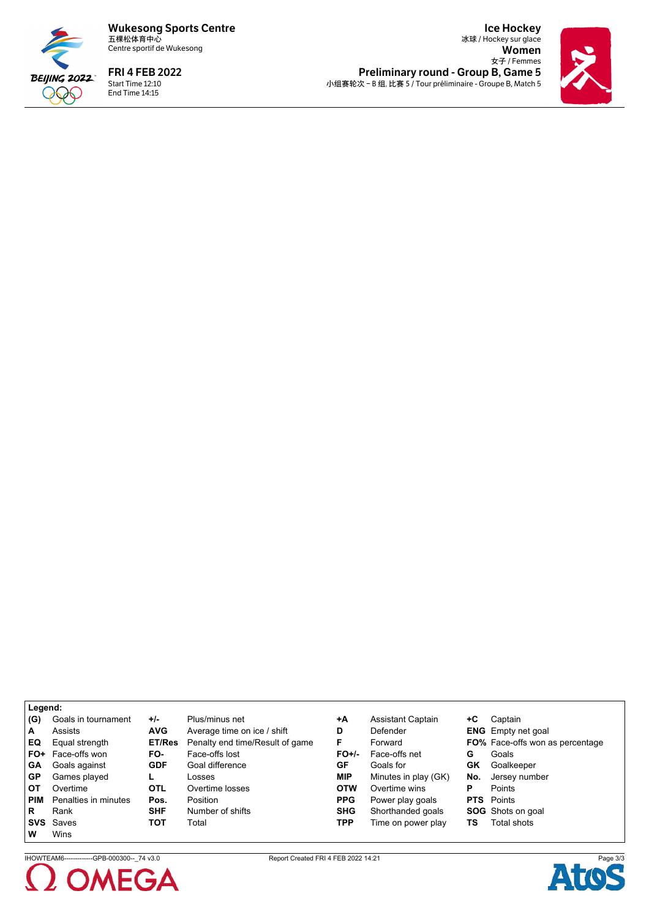**Wukesong Sports Centre**
五棵松体育中心
Centre sportif de Wukesong

**FRI 4 FEB 2022**
Start Time 12:10
End Time 14:15

**Ice Hockey**
冰球 / Hockey sur glace
**Women**
女子 / Femmes
**Preliminary round - Group B, Game 5**
小组赛轮次 – B 组, 比赛 5 / Tour préliminaire - Groupe B, Match 5

**Legend:**

| | | | | | | | |
|---|---|---|---|---|---|---|---|
| **(G)** | Goals in tournament | **+/-** | Plus/minus net | **+A** | Assistant Captain | **+C** | Captain |
| **A** | Assists | **AVG** | Average time on ice / shift | **D** | Defender | **ENG** | Empty net goal |
| **EQ** | Equal strength | **ET/Res** | Penalty end time/Result of game | **F** | Forward | **FO%** | Face-offs won as percentage |
| **FO+** | Face-offs won | **FO-** | Face-offs lost | **FO+/-** | Face-offs net | **G** | Goals |
| **GA** | Goals against | **GDF** | Goal difference | **GF** | Goals for | **GK** | Goalkeeper |
| **GP** | Games played | **L** | Losses | **MIP** | Minutes in play (GK) | **No.** | Jersey number |
| **OT** | Overtime | **OTL** | Overtime losses | **OTW** | Overtime wins | **P** | Points |
| **PIM** | Penalties in minutes | **Pos.** | Position | **PPG** | Power play goals | **PTS** | Points |
| **R** | Rank | **SHF** | Number of shifts | **SHG** | Shorthanded goals | **SOG** | Shots on goal |
| **SVS** | Saves | **TOT** | Total | **TPP** | Time on power play | **TS** | Total shots |
| **W** | Wins | | | | | | |

IHOWTEAM6-------------GPB-000300--_74 v3.0    Report Created FRI 4 FEB 2022 14:21